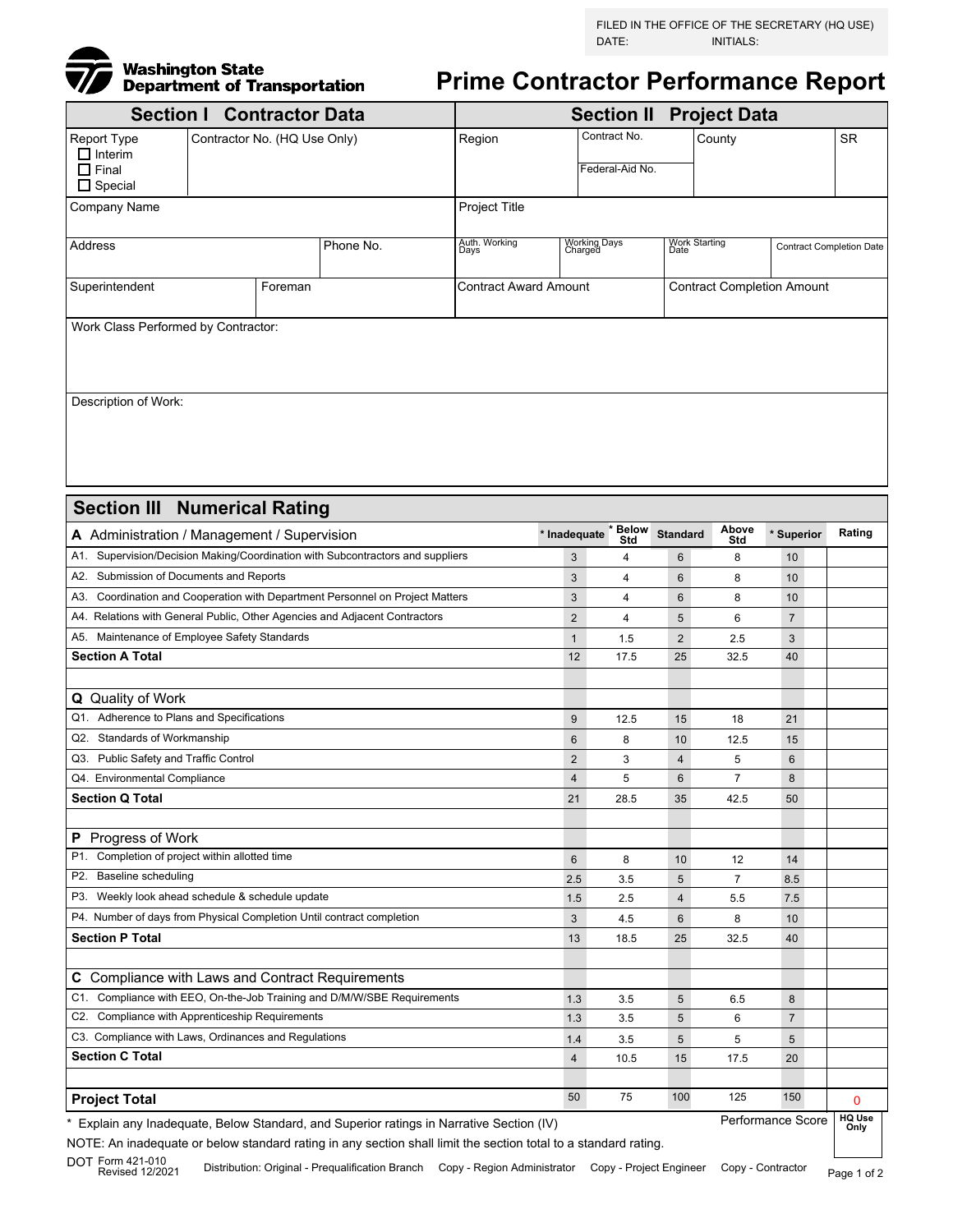FILED IN THE OFFICE OF THE SECRETARY (HQ USE)
DATE: INITIALS:

Washington State Department of Transportation

# Prime Contractor Performance Report

| Section I Contractor Data | | | | Section II Project Data | | | |
|---|---|---|---|---|---|---|---|
| Report Type ☐ Interim ☐ Final ☐ Special | Contractor No. (HQ Use Only) | | | Region | Contract No. / Federal-Aid No. | County | SR |
| Company Name | | | | Project Title | | | |
| Address | | Phone No. | | Auth. Working Days | Working Days Charged | Work Starting Date | Contract Completion Date |
| Superintendent | Foreman | | | Contract Award Amount | | Contract Completion Amount | |

Work Class Performed by Contractor:

Description of Work:

## Section III Numerical Rating

| A Administration / Management / Supervision | * Inadequate | * Below Std | Standard | Above Std | * Superior | Rating |
|---|---|---|---|---|---|---|
| A1. Supervision/Decision Making/Coordination with Subcontractors and suppliers | 3 | 4 | 6 | 8 | 10 | |
| A2. Submission of Documents and Reports | 3 | 4 | 6 | 8 | 10 | |
| A3. Coordination and Cooperation with Department Personnel on Project Matters | 3 | 4 | 6 | 8 | 10 | |
| A4. Relations with General Public, Other Agencies and Adjacent Contractors | 2 | 4 | 5 | 6 | 7 | |
| A5. Maintenance of Employee Safety Standards | 1 | 1.5 | 2 | 2.5 | 3 | |
| **Section A Total** | 12 | 17.5 | 25 | 32.5 | 40 | |
| | | | | | | |
| **Q** Quality of Work | | | | | | |
| Q1. Adherence to Plans and Specifications | 9 | 12.5 | 15 | 18 | 21 | |
| Q2. Standards of Workmanship | 6 | 8 | 10 | 12.5 | 15 | |
| Q3. Public Safety and Traffic Control | 2 | 3 | 4 | 5 | 6 | |
| Q4. Environmental Compliance | 4 | 5 | 6 | 7 | 8 | |
| **Section Q Total** | 21 | 28.5 | 35 | 42.5 | 50 | |
| | | | | | | |
| **P** Progress of Work | | | | | | |
| P1. Completion of project within allotted time | 6 | 8 | 10 | 12 | 14 | |
| P2. Baseline scheduling | 2.5 | 3.5 | 5 | 7 | 8.5 | |
| P3. Weekly look ahead schedule & schedule update | 1.5 | 2.5 | 4 | 5.5 | 7.5 | |
| P4. Number of days from Physical Completion Until contract completion | 3 | 4.5 | 6 | 8 | 10 | |
| **Section P Total** | 13 | 18.5 | 25 | 32.5 | 40 | |
| | | | | | | |
| **C** Compliance with Laws and Contract Requirements | | | | | | |
| C1. Compliance with EEO, On-the-Job Training and D/M/W/SBE Requirements | 1.3 | 3.5 | 5 | 6.5 | 8 | |
| C2. Compliance with Apprenticeship Requirements | 1.3 | 3.5 | 5 | 6 | 7 | |
| C3. Compliance with Laws, Ordinances and Regulations | 1.4 | 3.5 | 5 | 5 | 5 | |
| **Section C Total** | 4 | 10.5 | 15 | 17.5 | 20 | |
| | | | | | | |
| **Project Total** | 50 | 75 | 100 | 125 | 150 | 0 |
| | | | | | Performance Score | HQ Use Only |

\* Explain any Inadequate, Below Standard, and Superior ratings in Narrative Section (IV)

NOTE: An inadequate or below standard rating in any section shall limit the section total to a standard rating.

DOT Form 421-010 Revised 12/2021

Distribution: Original - Prequalification Branch Copy - Region Administrator Copy - Project Engineer Copy - Contractor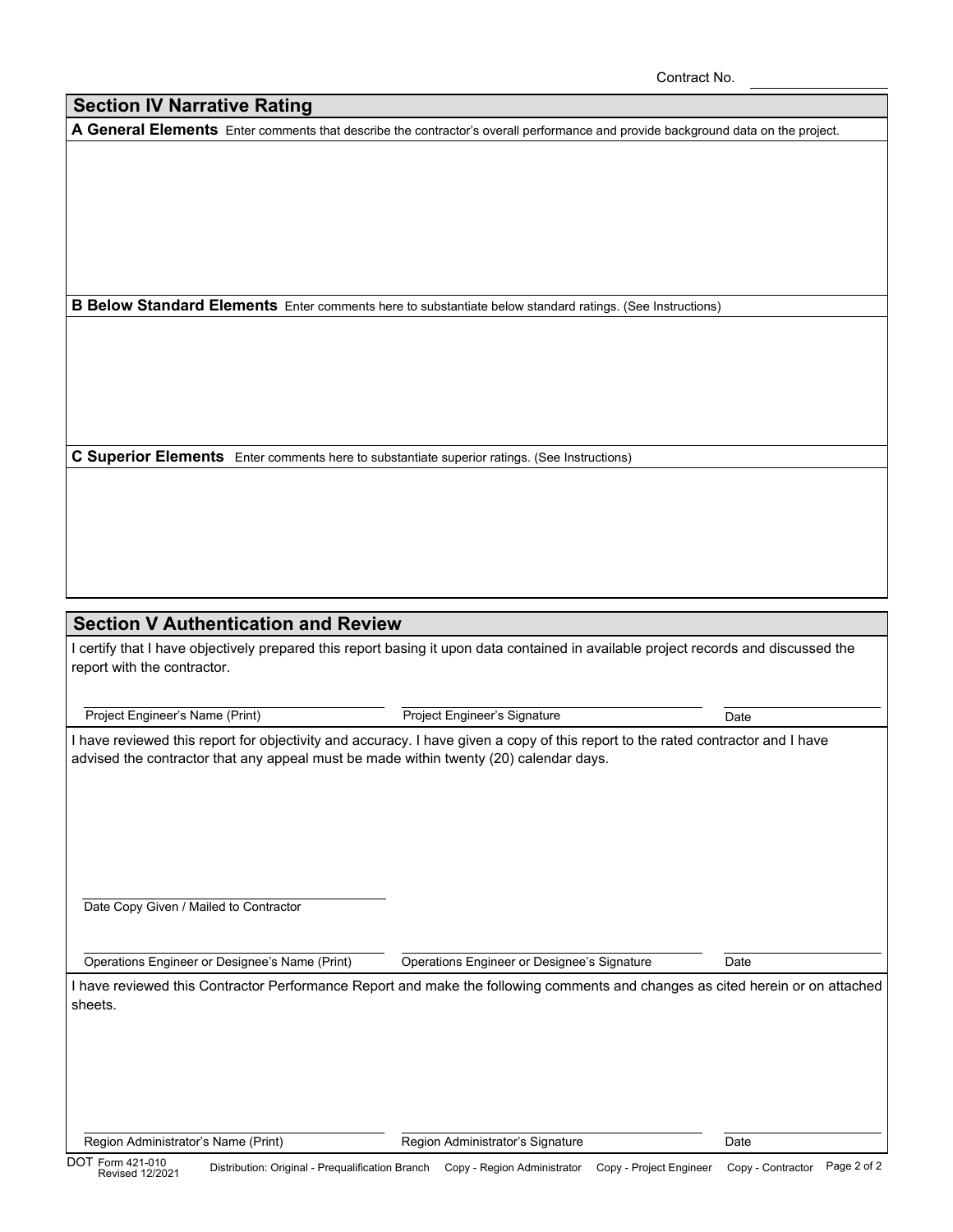Contract No. ______________

## Section IV Narrative Rating

**A General Elements** Enter comments that describe the contractor's overall performance and provide background data on the project.

**B Below Standard Elements** Enter comments here to substantiate below standard ratings. (See Instructions)

**C Superior Elements** Enter comments here to substantiate superior ratings. (See Instructions)

## Section V Authentication and Review

I certify that I have objectively prepared this report basing it upon data contained in available project records and discussed the report with the contractor.

| Project Engineer's Name (Print) | Project Engineer's Signature | Date |
|---|---|---|

I have reviewed this report for objectivity and accuracy. I have given a copy of this report to the rated contractor and I have advised the contractor that any appeal must be made within twenty (20) calendar days.

Date Copy Given / Mailed to Contractor

| Operations Engineer or Designee's Name (Print) | Operations Engineer or Designee's Signature | Date |
|---|---|---|

I have reviewed this Contractor Performance Report and make the following comments and changes as cited herein or on attached sheets.

| Region Administrator's Name (Print) | Region Administrator's Signature | Date |
|---|---|---|

DOT Form 421-010 Revised 12/2021 Distribution: Original - Prequalification Branch Copy - Region Administrator Copy - Project Engineer Copy - Contractor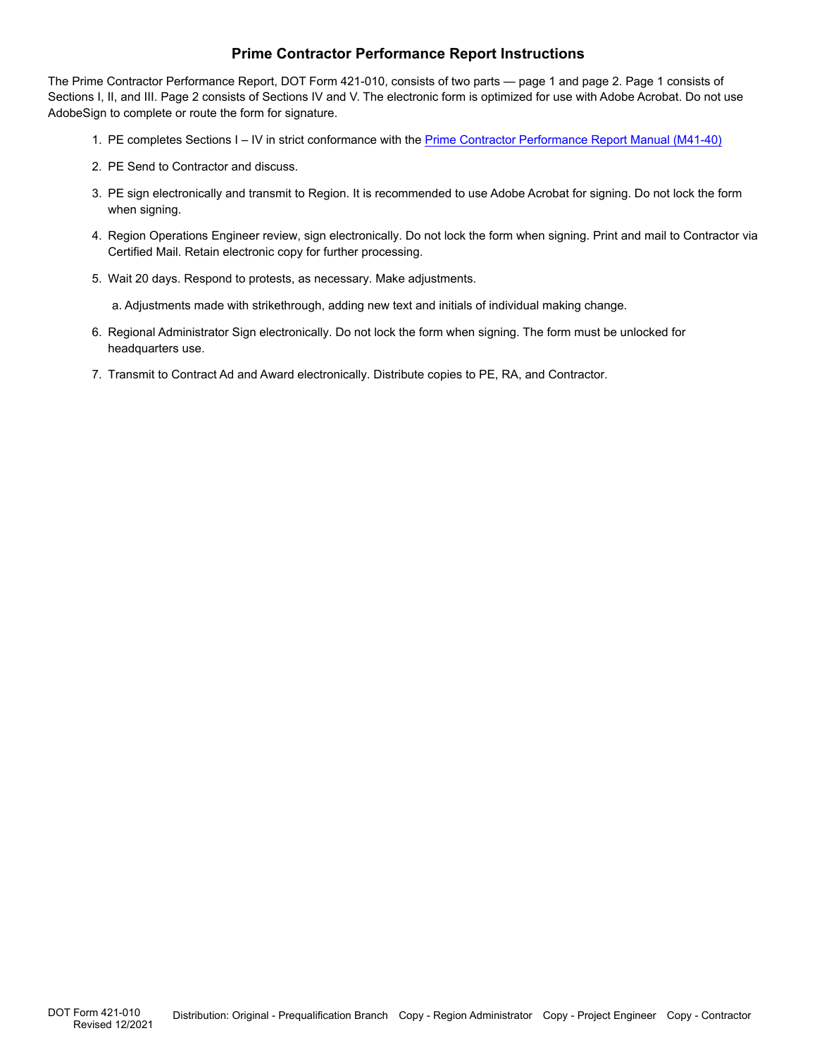# Prime Contractor Performance Report Instructions

The Prime Contractor Performance Report, DOT Form 421-010, consists of two parts — page 1 and page 2. Page 1 consists of Sections I, II, and III. Page 2 consists of Sections IV and V. The electronic form is optimized for use with Adobe Acrobat. Do not use AdobeSign to complete or route the form for signature.

1. PE completes Sections I – IV in strict conformance with the [Prime Contractor Performance Report Manual (M41-40)]
2. PE Send to Contractor and discuss.
3. PE sign electronically and transmit to Region. It is recommended to use Adobe Acrobat for signing. Do not lock the form when signing.
4. Region Operations Engineer review, sign electronically. Do not lock the form when signing. Print and mail to Contractor via Certified Mail. Retain electronic copy for further processing.
5. Wait 20 days. Respond to protests, as necessary. Make adjustments.
   a. Adjustments made with strikethrough, adding new text and initials of individual making change.
6. Regional Administrator Sign electronically. Do not lock the form when signing. The form must be unlocked for headquarters use.
7. Transmit to Contract Ad and Award electronically. Distribute copies to PE, RA, and Contractor.

DOT Form 421-010
Revised 12/2021

Distribution: Original - Prequalification Branch Copy - Region Administrator Copy - Project Engineer Copy - Contractor